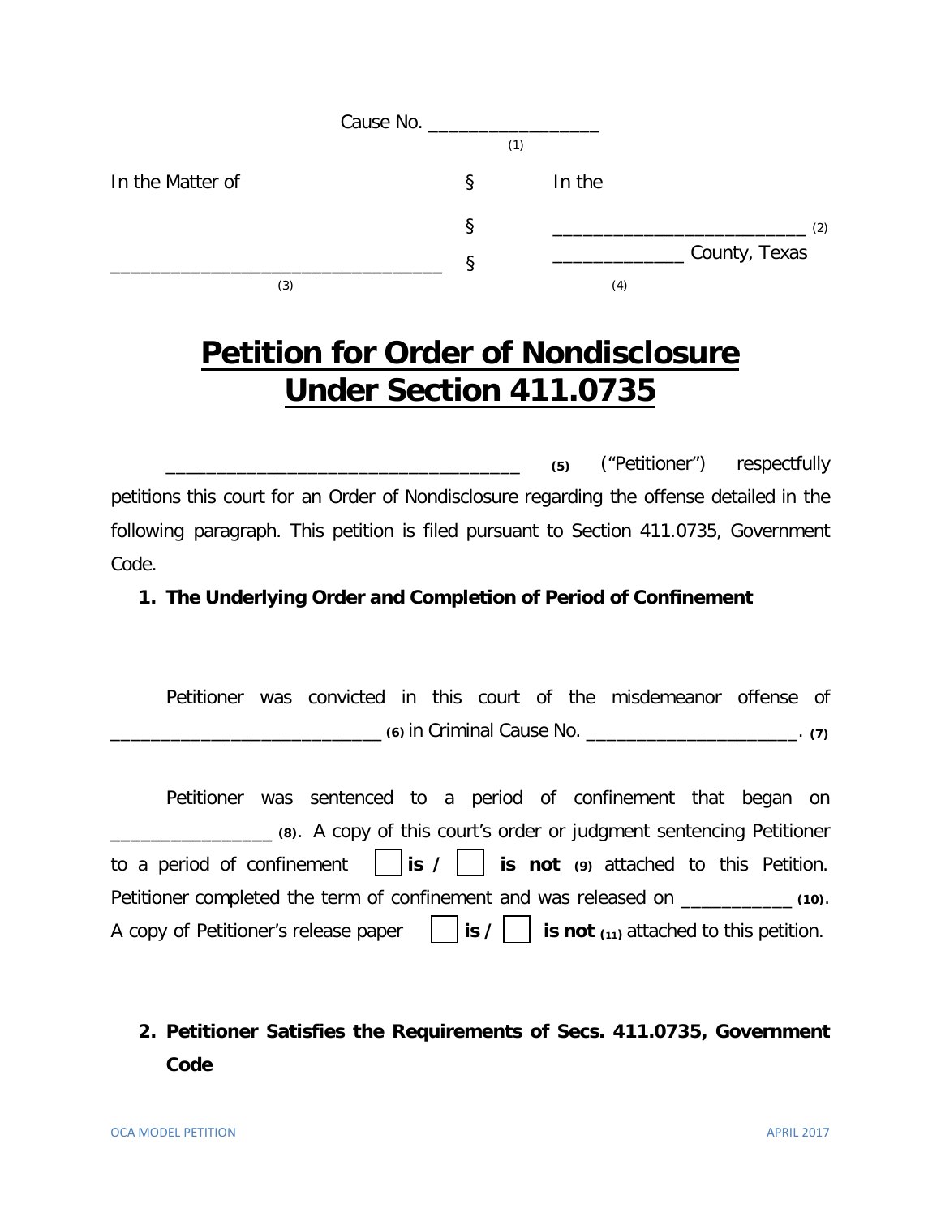Cause No. _________________
(1)

| In the Matter of | § | In the |
| --- | --- | --- |
| | § | _________________________ (2) |
| _________________________________ | § | _____________ County, Texas |
| (3) | | (4) |

# Petition for Order of Nondisclosure Under Section 411.0735

___________________________________ **(5)** ("Petitioner") respectfully petitions this court for an Order of Nondisclosure regarding the offense detailed in the following paragraph. This petition is filed pursuant to Section 411.0735, Government Code.

## 1. The Underlying Order and Completion of Period of Confinement

Petitioner was convicted in this court of the misdemeanor offense of ___________________________ **(6)** in Criminal Cause No. _____________________. **(7)**

Petitioner was sentenced to a period of confinement that began on ________________ **(8)**. A copy of this court's order or judgment sentencing Petitioner to a period of confinement ☐ **is /** ☐ **is not** **(9)** attached to this Petition. Petitioner completed the term of confinement and was released on ___________ **(10)**. A copy of Petitioner's release paper ☐ **is /** ☐ **is not** **(11)** attached to this petition.

## 2. Petitioner Satisfies the Requirements of Secs. 411.0735, Government Code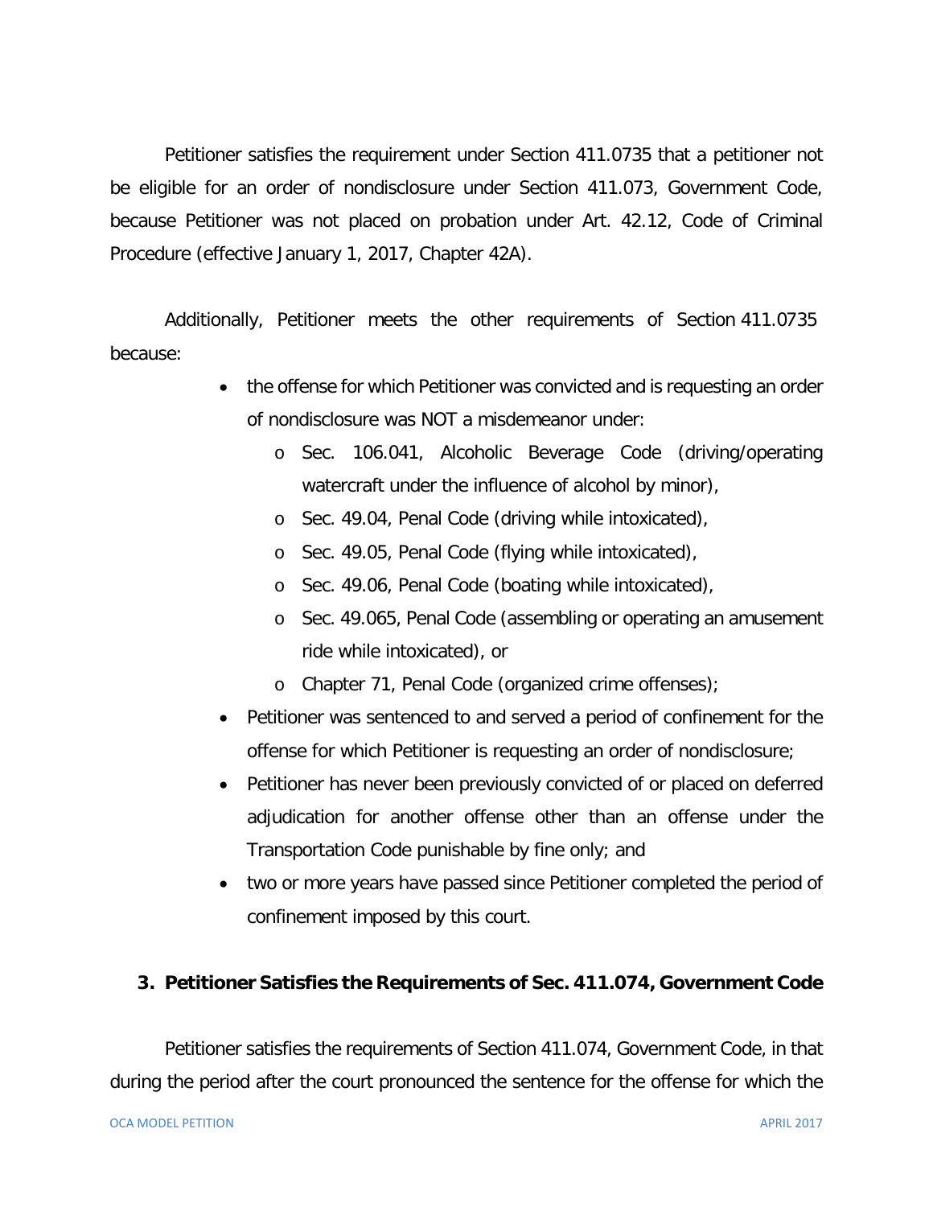Petitioner satisfies the requirement under Section 411.0735 that a petitioner not be eligible for an order of nondisclosure under Section 411.073, Government Code, because Petitioner was not placed on probation under Art. 42.12, Code of Criminal Procedure (effective January 1, 2017, Chapter 42A).

Additionally, Petitioner meets the other requirements of Section 411.0735 because:

- the offense for which Petitioner was convicted and is requesting an order of nondisclosure was NOT a misdemeanor under:
  - Sec. 106.041, Alcoholic Beverage Code (driving/operating watercraft under the influence of alcohol by minor),
  - Sec. 49.04, Penal Code (driving while intoxicated),
  - Sec. 49.05, Penal Code (flying while intoxicated),
  - Sec. 49.06, Penal Code (boating while intoxicated),
  - Sec. 49.065, Penal Code (assembling or operating an amusement ride while intoxicated), or
  - Chapter 71, Penal Code (organized crime offenses);
- Petitioner was sentenced to and served a period of confinement for the offense for which Petitioner is requesting an order of nondisclosure;
- Petitioner has never been previously convicted of or placed on deferred adjudication for another offense other than an offense under the Transportation Code punishable by fine only; and
- two or more years have passed since Petitioner completed the period of confinement imposed by this court.

### 3. Petitioner Satisfies the Requirements of Sec. 411.074, Government Code

Petitioner satisfies the requirements of Section 411.074, Government Code, in that during the period after the court pronounced the sentence for the offense for which the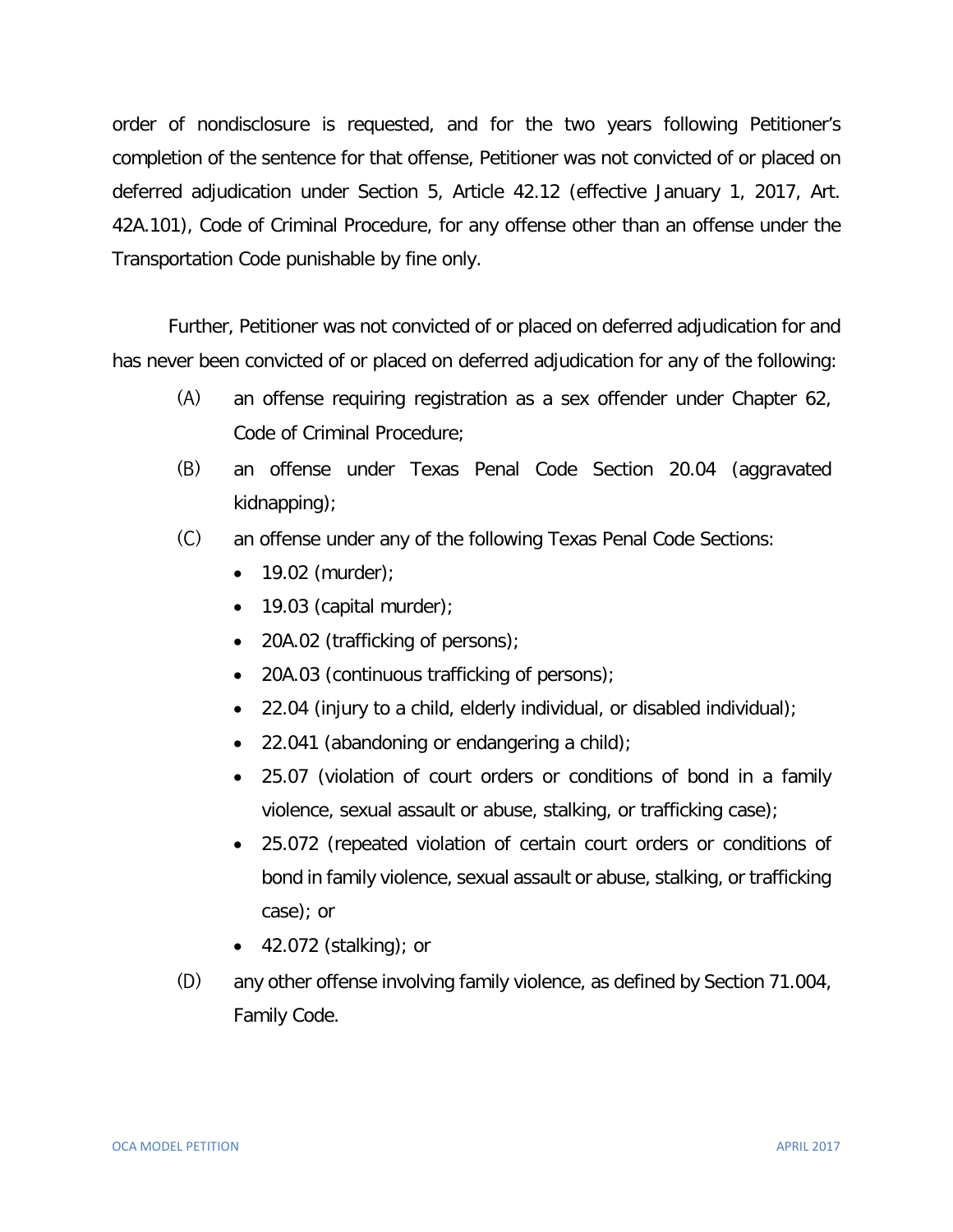order of nondisclosure is requested, and for the two years following Petitioner's completion of the sentence for that offense, Petitioner was not convicted of or placed on deferred adjudication under Section 5, Article 42.12 (effective January 1, 2017, Art. 42A.101), Code of Criminal Procedure, for any offense other than an offense under the Transportation Code punishable by fine only.

Further, Petitioner was not convicted of or placed on deferred adjudication for and has never been convicted of or placed on deferred adjudication for any of the following:

(A) an offense requiring registration as a sex offender under Chapter 62, Code of Criminal Procedure;

(B) an offense under Texas Penal Code Section 20.04 (aggravated kidnapping);

(C) an offense under any of the following Texas Penal Code Sections:

- 19.02 (murder);
- 19.03 (capital murder);
- 20A.02 (trafficking of persons);
- 20A.03 (continuous trafficking of persons);
- 22.04 (injury to a child, elderly individual, or disabled individual);
- 22.041 (abandoning or endangering a child);
- 25.07 (violation of court orders or conditions of bond in a family violence, sexual assault or abuse, stalking, or trafficking case);
- 25.072 (repeated violation of certain court orders or conditions of bond in family violence, sexual assault or abuse, stalking, or trafficking case); or
- 42.072 (stalking); or

(D) any other offense involving family violence, as defined by Section 71.004, Family Code.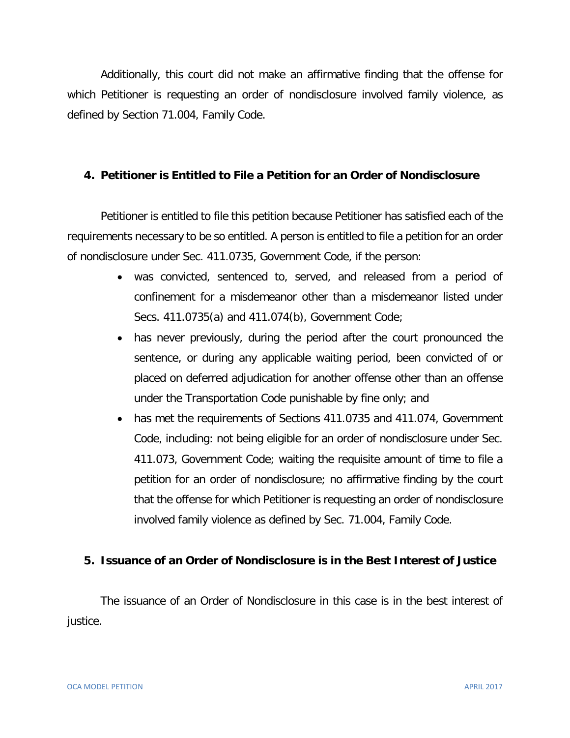Additionally, this court did not make an affirmative finding that the offense for which Petitioner is requesting an order of nondisclosure involved family violence, as defined by Section 71.004, Family Code.

## 4. Petitioner is Entitled to File a Petition for an Order of Nondisclosure

Petitioner is entitled to file this petition because Petitioner has satisfied each of the requirements necessary to be so entitled. A person is entitled to file a petition for an order of nondisclosure under Sec. 411.0735, Government Code, if the person:

- was convicted, sentenced to, served, and released from a period of confinement for a misdemeanor other than a misdemeanor listed under Secs. 411.0735(a) and 411.074(b), Government Code;
- has never previously, during the period after the court pronounced the sentence, or during any applicable waiting period, been convicted of or placed on deferred adjudication for another offense other than an offense under the Transportation Code punishable by fine only; and
- has met the requirements of Sections 411.0735 and 411.074, Government Code, including: not being eligible for an order of nondisclosure under Sec. 411.073, Government Code; waiting the requisite amount of time to file a petition for an order of nondisclosure; no affirmative finding by the court that the offense for which Petitioner is requesting an order of nondisclosure involved family violence as defined by Sec. 71.004, Family Code.

## 5. Issuance of an Order of Nondisclosure is in the Best Interest of Justice

The issuance of an Order of Nondisclosure in this case is in the best interest of justice.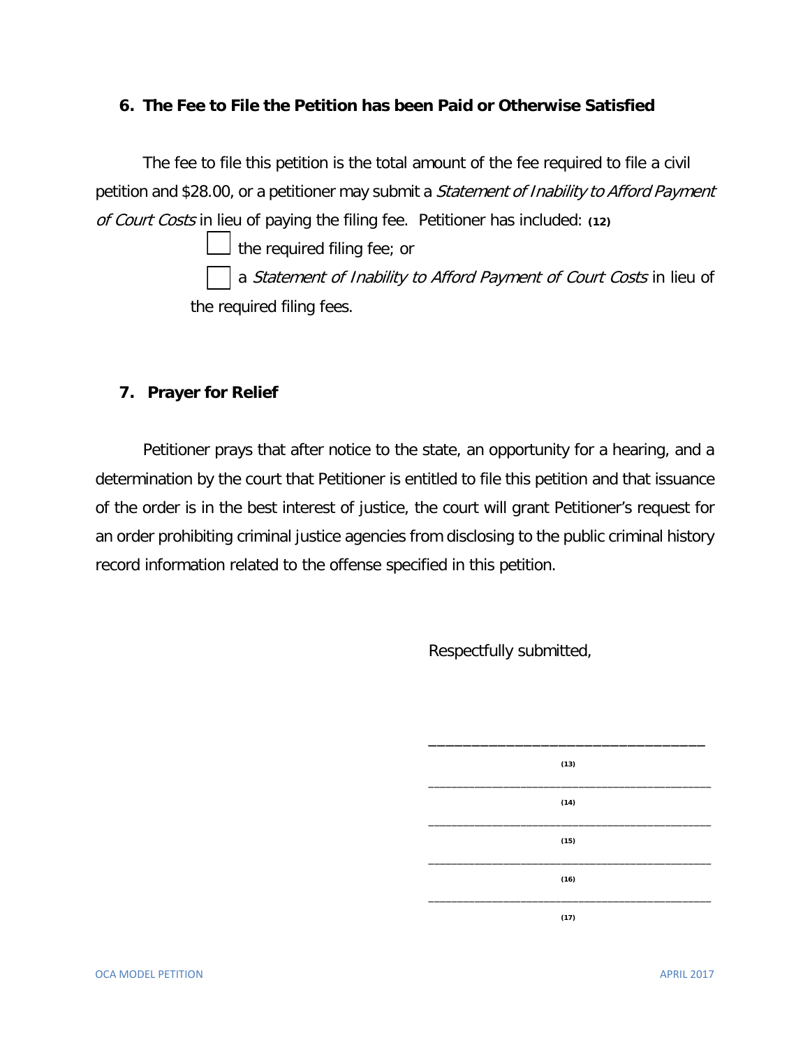### 6. The Fee to File the Petition has been Paid or Otherwise Satisfied

The fee to file this petition is the total amount of the fee required to file a civil petition and $28.00, or a petitioner may submit a *Statement of Inability to Afford Payment of Court Costs* in lieu of paying the filing fee. Petitioner has included: **(12)**

☐ the required filing fee; or

☐ a *Statement of Inability to Afford Payment of Court Costs* in lieu of the required filing fees.

### 7. Prayer for Relief

Petitioner prays that after notice to the state, an opportunity for a hearing, and a determination by the court that Petitioner is entitled to file this petition and that issuance of the order is in the best interest of justice, the court will grant Petitioner's request for an order prohibiting criminal justice agencies from disclosing to the public criminal history record information related to the offense specified in this petition.

Respectfully submitted,

______________________________________

**(13)**

______________________________________

**(14)**

______________________________________

**(15)**

______________________________________

**(16)**

______________________________________

**(17)**